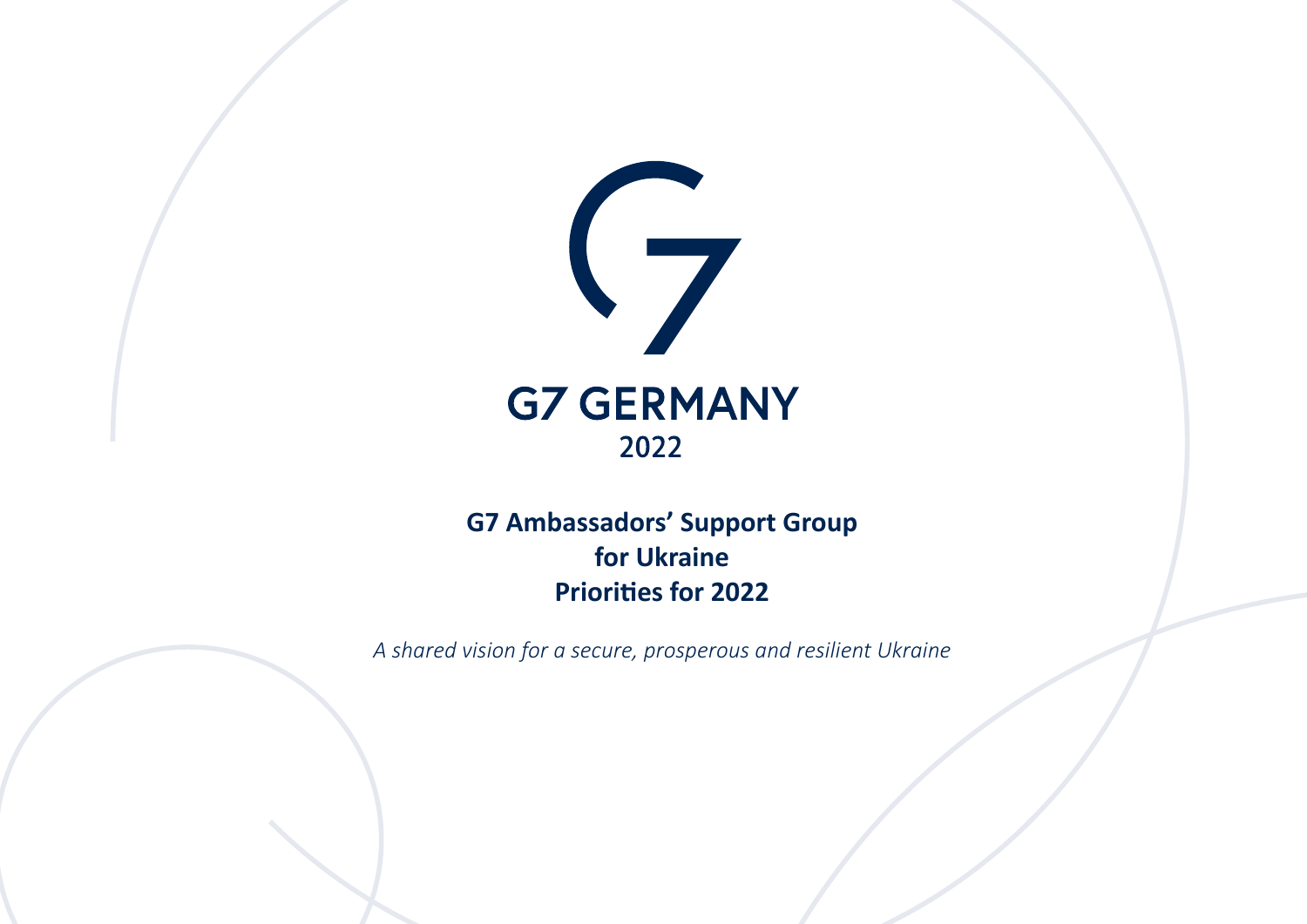G7 GERMANY

2022

# G7 Ambassadors' Support Group for Ukraine Priorities for 2022

*A shared vision for a secure, prosperous and resilient Ukraine*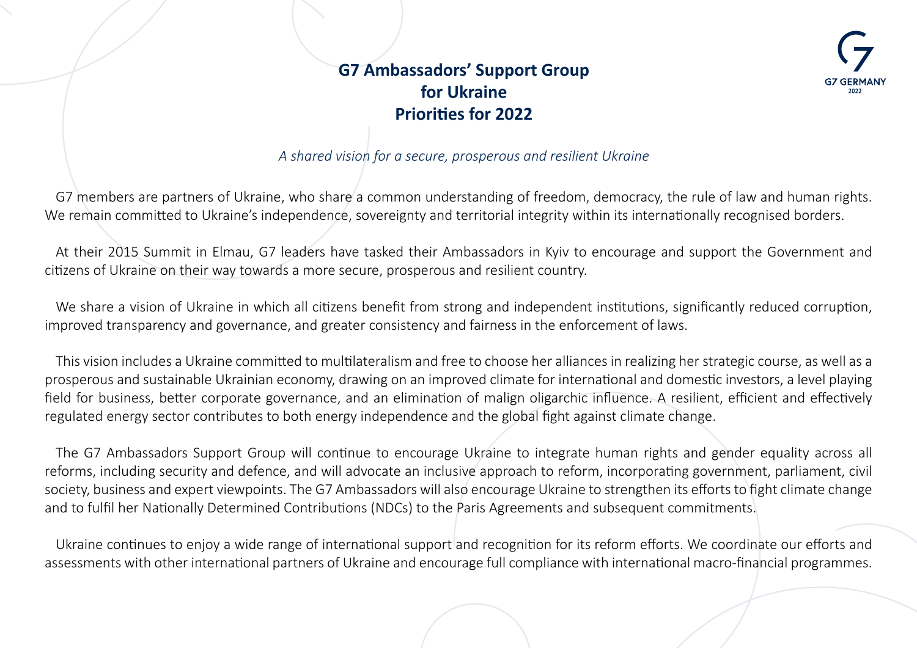# G7 Ambassadors' Support Group for Ukraine Priorities for 2022

*A shared vision for a secure, prosperous and resilient Ukraine*

G7 members are partners of Ukraine, who share a common understanding of freedom, democracy, the rule of law and human rights. We remain committed to Ukraine's independence, sovereignty and territorial integrity within its internationally recognised borders.

At their 2015 Summit in Elmau, G7 leaders have tasked their Ambassadors in Kyiv to encourage and support the Government and citizens of Ukraine on their way towards a more secure, prosperous and resilient country.

We share a vision of Ukraine in which all citizens benefit from strong and independent institutions, significantly reduced corruption, improved transparency and governance, and greater consistency and fairness in the enforcement of laws.

This vision includes a Ukraine committed to multilateralism and free to choose her alliances in realizing her strategic course, as well as a prosperous and sustainable Ukrainian economy, drawing on an improved climate for international and domestic investors, a level playing field for business, better corporate governance, and an elimination of malign oligarchic influence. A resilient, efficient and effectively regulated energy sector contributes to both energy independence and the global fight against climate change.

The G7 Ambassadors Support Group will continue to encourage Ukraine to integrate human rights and gender equality across all reforms, including security and defence, and will advocate an inclusive approach to reform, incorporating government, parliament, civil society, business and expert viewpoints. The G7 Ambassadors will also encourage Ukraine to strengthen its efforts to fight climate change and to fulfil her Nationally Determined Contributions (NDCs) to the Paris Agreements and subsequent commitments.

Ukraine continues to enjoy a wide range of international support and recognition for its reform efforts. We coordinate our efforts and assessments with other international partners of Ukraine and encourage full compliance with international macro-financial programmes.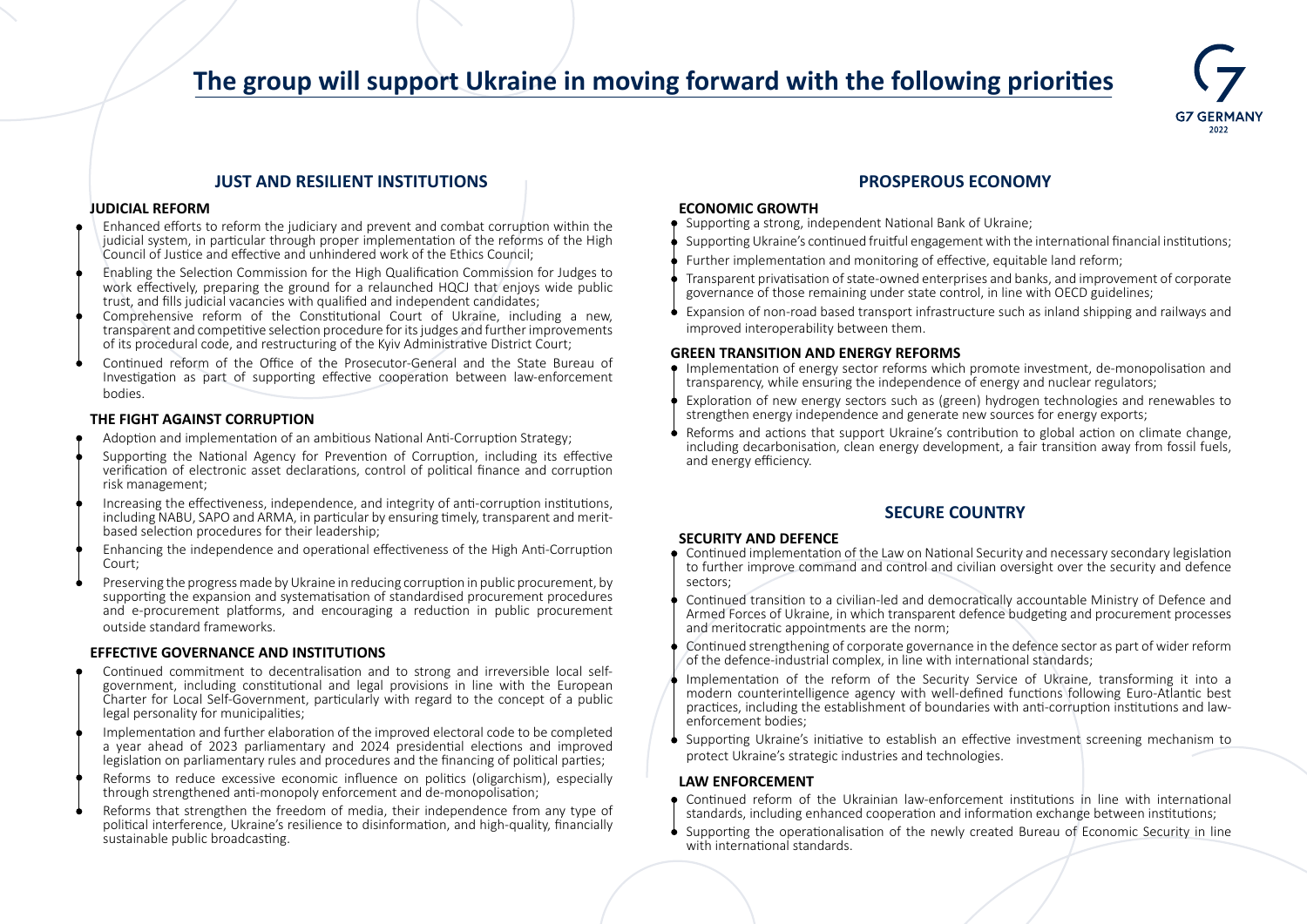# The group will support Ukraine in moving forward with the following priorities

## JUST AND RESILIENT INSTITUTIONS

### JUDICIAL REFORM

- Enhanced efforts to reform the judiciary and prevent and combat corruption within the judicial system, in particular through proper implementation of the reforms of the High Council of Justice and effective and unhindered work of the Ethics Council;
- Enabling the Selection Commission for the High Qualification Commission for Judges to work effectively, preparing the ground for a relaunched HQCJ that enjoys wide public trust, and fills judicial vacancies with qualified and independent candidates;
- Comprehensive reform of the Constitutional Court of Ukraine, including a new, transparent and competitive selection procedure for its judges and further improvements of its procedural code, and restructuring of the Kyiv Administrative District Court;
- Continued reform of the Office of the Prosecutor-General and the State Bureau of Investigation as part of supporting effective cooperation between law-enforcement bodies.

### THE FIGHT AGAINST CORRUPTION

- Adoption and implementation of an ambitious National Anti-Corruption Strategy;
- Supporting the National Agency for Prevention of Corruption, including its effective verification of electronic asset declarations, control of political finance and corruption risk management;
- Increasing the effectiveness, independence, and integrity of anti-corruption institutions, including NABU, SAPO and ARMA, in particular by ensuring timely, transparent and merit-based selection procedures for their leadership;
- Enhancing the independence and operational effectiveness of the High Anti-Corruption Court;
- Preserving the progress made by Ukraine in reducing corruption in public procurement, by supporting the expansion and systematisation of standardised procurement procedures and e-procurement platforms, and encouraging a reduction in public procurement outside standard frameworks.

### EFFECTIVE GOVERNANCE AND INSTITUTIONS

- Continued commitment to decentralisation and to strong and irreversible local self-government, including constitutional and legal provisions in line with the European Charter for Local Self-Government, particularly with regard to the concept of a public legal personality for municipalities;
- Implementation and further elaboration of the improved electoral code to be completed a year ahead of 2023 parliamentary and 2024 presidential elections and improved legislation on parliamentary rules and procedures and the financing of political parties;
- Reforms to reduce excessive economic influence on politics (oligarchism), especially through strengthened anti-monopoly enforcement and de-monopolisation;
- Reforms that strengthen the freedom of media, their independence from any type of political interference, Ukraine's resilience to disinformation, and high-quality, financially sustainable public broadcasting.

## PROSPEROUS ECONOMY

### ECONOMIC GROWTH

- Supporting a strong, independent National Bank of Ukraine;
- Supporting Ukraine's continued fruitful engagement with the international financial institutions;
- Further implementation and monitoring of effective, equitable land reform;
- Transparent privatisation of state-owned enterprises and banks, and improvement of corporate governance of those remaining under state control, in line with OECD guidelines;
- Expansion of non-road based transport infrastructure such as inland shipping and railways and improved interoperability between them.

### GREEN TRANSITION AND ENERGY REFORMS

- Implementation of energy sector reforms which promote investment, de-monopolisation and transparency, while ensuring the independence of energy and nuclear regulators;
- Exploration of new energy sectors such as (green) hydrogen technologies and renewables to strengthen energy independence and generate new sources for energy exports;
- Reforms and actions that support Ukraine's contribution to global action on climate change, including decarbonisation, clean energy development, a fair transition away from fossil fuels, and energy efficiency.

## SECURE COUNTRY

### SECURITY AND DEFENCE

- Continued implementation of the Law on National Security and necessary secondary legislation to further improve command and control and civilian oversight over the security and defence sectors;
- Continued transition to a civilian-led and democratically accountable Ministry of Defence and Armed Forces of Ukraine, in which transparent defence budgeting and procurement processes and meritocratic appointments are the norm;
- Continued strengthening of corporate governance in the defence sector as part of wider reform of the defence-industrial complex, in line with international standards;
- Implementation of the reform of the Security Service of Ukraine, transforming it into a modern counterintelligence agency with well-defined functions following Euro-Atlantic best practices, including the establishment of boundaries with anti-corruption institutions and law-enforcement bodies;
- Supporting Ukraine's initiative to establish an effective investment screening mechanism to protect Ukraine's strategic industries and technologies.

### LAW ENFORCEMENT

- Continued reform of the Ukrainian law-enforcement institutions in line with international standards, including enhanced cooperation and information exchange between institutions;
- Supporting the operationalisation of the newly created Bureau of Economic Security in line with international standards.